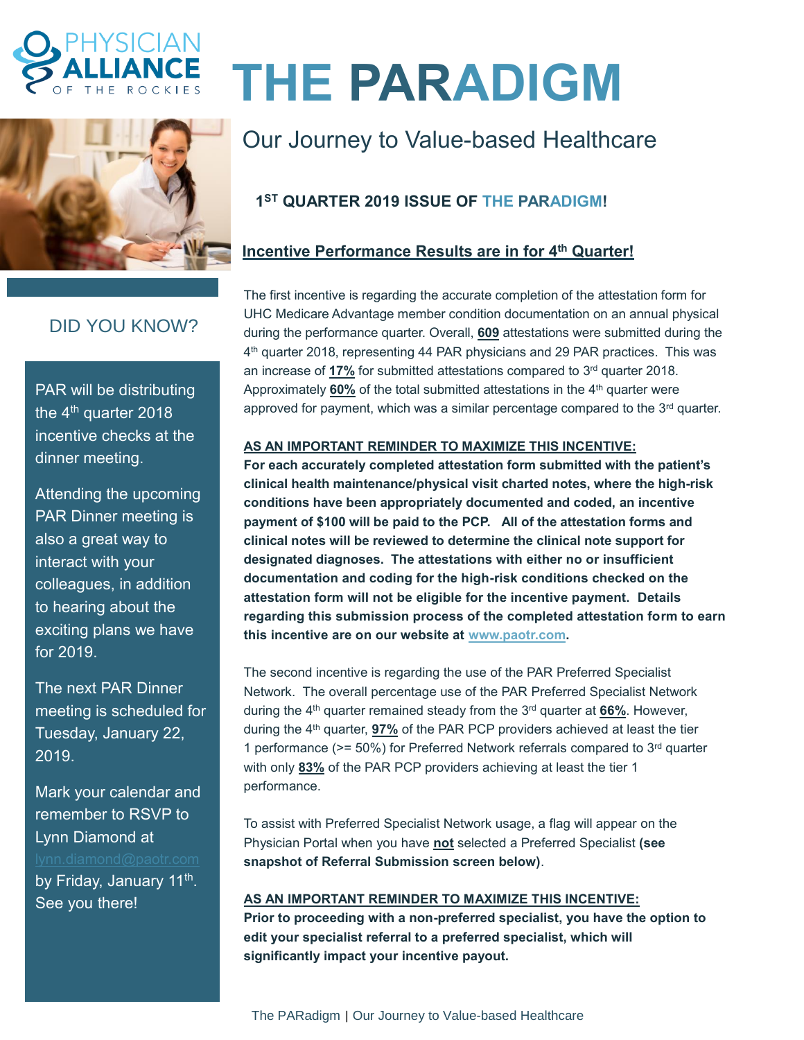# THE PARADIGM

## Our Journey to Value-based Healthcare

### 1ST QUARTER 2019 ISSUE OF THE PARADIGM!

### Incentive Performance Results are in for 4th Quarter!

The first incentive is regarding the accurate completion of the attestation form for UHC Medicare Advantage member condition documentation on an annual physical during the performance quarter. Overall, **609** attestations were submitted during the 4th quarter 2018, representing 44 PAR physicians and 29 PAR practices. This was an increase of **17%** for submitted attestations compared to 3rd quarter 2018. Approximately **60%** of the total submitted attestations in the 4th quarter were approved for payment, which was a similar percentage compared to the 3rd quarter.

**AS AN IMPORTANT REMINDER TO MAXIMIZE THIS INCENTIVE:**

**For each accurately completed attestation form submitted with the patient's clinical health maintenance/physical visit charted notes, where the high-risk conditions have been appropriately documented and coded, an incentive payment of $100 will be paid to the PCP. All of the attestation forms and clinical notes will be reviewed to determine the clinical note support for designated diagnoses. The attestations with either no or insufficient documentation and coding for the high-risk conditions checked on the attestation form will not be eligible for the incentive payment. Details regarding this submission process of the completed attestation form to earn this incentive are on our website at www.paotr.com.**

The second incentive is regarding the use of the PAR Preferred Specialist Network. The overall percentage use of the PAR Preferred Specialist Network during the 4th quarter remained steady from the 3rd quarter at **66%**. However, during the 4th quarter, **97%** of the PAR PCP providers achieved at least the tier 1 performance (>= 50%) for Preferred Network referrals compared to 3rd quarter with only **83%** of the PAR PCP providers achieving at least the tier 1 performance.

To assist with Preferred Specialist Network usage, a flag will appear on the Physician Portal when you have **not** selected a Preferred Specialist **(see snapshot of Referral Submission screen below)**.

**AS AN IMPORTANT REMINDER TO MAXIMIZE THIS INCENTIVE:**

**Prior to proceeding with a non-preferred specialist, you have the option to edit your specialist referral to a preferred specialist, which will significantly impact your incentive payout.**

### DID YOU KNOW?

PAR will be distributing the 4th quarter 2018 incentive checks at the dinner meeting.

Attending the upcoming PAR Dinner meeting is also a great way to interact with your colleagues, in addition to hearing about the exciting plans we have for 2019.

The next PAR Dinner meeting is scheduled for Tuesday, January 22, 2019.

Mark your calendar and remember to RSVP to Lynn Diamond at lynn.diamond@paotr.com by Friday, January 11th. See you there!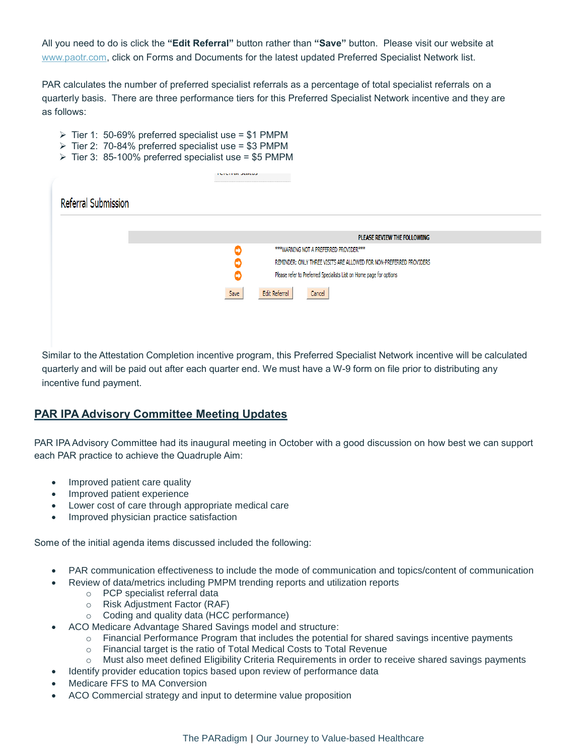All you need to do is click the **"Edit Referral"** button rather than **"Save"** button. Please visit our website at www.paotr.com, click on Forms and Documents for the latest updated Preferred Specialist Network list.

PAR calculates the number of preferred specialist referrals as a percentage of total specialist referrals on a quarterly basis. There are three performance tiers for this Preferred Specialist Network incentive and they are as follows:

- Tier 1: 50-69% preferred specialist use = $1 PMPM
- Tier 2: 70-84% preferred specialist use = $3 PMPM
- Tier 3: 85-100% preferred specialist use = $5 PMPM

Referral Submission

PLEASE REVIEW THE FOLLOWING

- ***WARNING NOT A PREFERRED PROVIDER***
- REMINDER: ONLY THREE VISITS ARE ALLOWED FOR NON-PREFERRED PROVIDERS
- Please refer to Preferred Specialists List on Home page for options

Save | Edit Referral | Cancel

Similar to the Attestation Completion incentive program, this Preferred Specialist Network incentive will be calculated quarterly and will be paid out after each quarter end. We must have a W-9 form on file prior to distributing any incentive fund payment.

## PAR IPA Advisory Committee Meeting Updates

PAR IPA Advisory Committee had its inaugural meeting in October with a good discussion on how best we can support each PAR practice to achieve the Quadruple Aim:

- Improved patient care quality
- Improved patient experience
- Lower cost of care through appropriate medical care
- Improved physician practice satisfaction

Some of the initial agenda items discussed included the following:

- PAR communication effectiveness to include the mode of communication and topics/content of communication
- Review of data/metrics including PMPM trending reports and utilization reports
  - PCP specialist referral data
  - Risk Adjustment Factor (RAF)
  - Coding and quality data (HCC performance)
- ACO Medicare Advantage Shared Savings model and structure:
  - Financial Performance Program that includes the potential for shared savings incentive payments
  - Financial target is the ratio of Total Medical Costs to Total Revenue
  - Must also meet defined Eligibility Criteria Requirements in order to receive shared savings payments
- Identify provider education topics based upon review of performance data
- Medicare FFS to MA Conversion
- ACO Commercial strategy and input to determine value proposition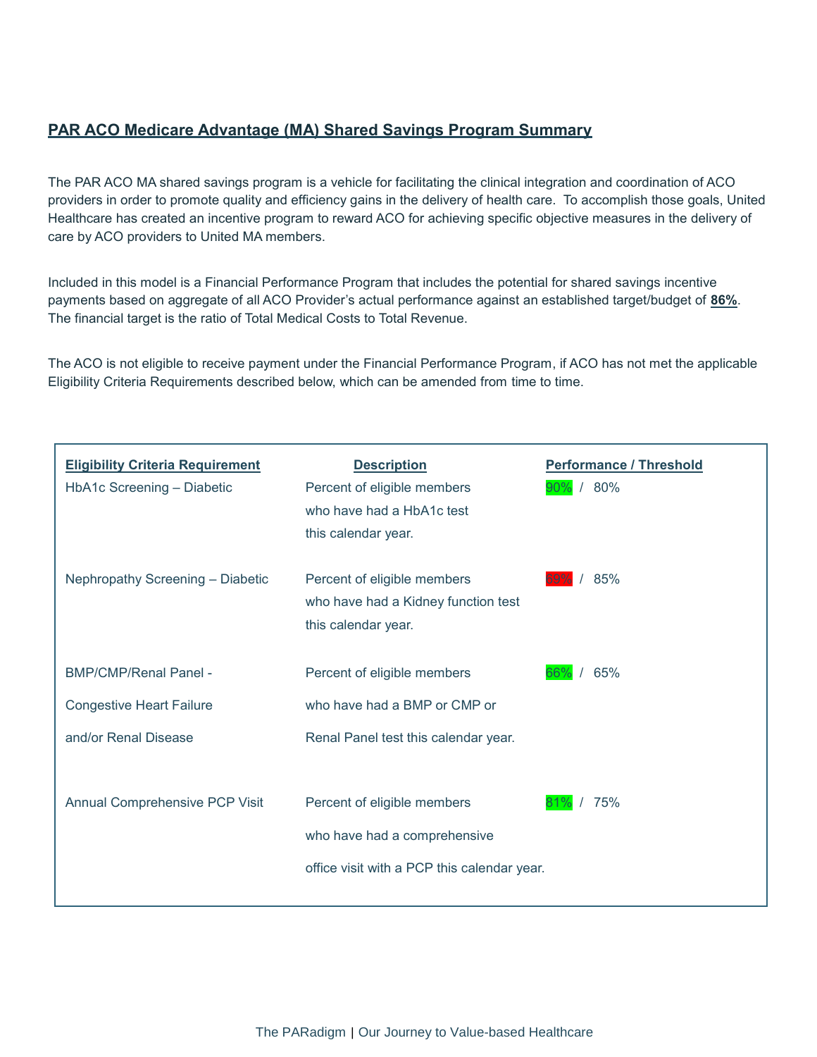## PAR ACO Medicare Advantage (MA) Shared Savings Program Summary

The PAR ACO MA shared savings program is a vehicle for facilitating the clinical integration and coordination of ACO providers in order to promote quality and efficiency gains in the delivery of health care. To accomplish those goals, United Healthcare has created an incentive program to reward ACO for achieving specific objective measures in the delivery of care by ACO providers to United MA members.

Included in this model is a Financial Performance Program that includes the potential for shared savings incentive payments based on aggregate of all ACO Provider's actual performance against an established target/budget of **86%**. The financial target is the ratio of Total Medical Costs to Total Revenue.

The ACO is not eligible to receive payment under the Financial Performance Program, if ACO has not met the applicable Eligibility Criteria Requirements described below, which can be amended from time to time.

| Eligibility Criteria Requirement | Description | Performance / Threshold |
|---|---|---|
| HbA1c Screening – Diabetic | Percent of eligible members who have had a HbA1c test this calendar year. | 90% / 80% |
| Nephropathy Screening – Diabetic | Percent of eligible members who have had a Kidney function test this calendar year. | 69% / 85% |
| BMP/CMP/Renal Panel - Congestive Heart Failure and/or Renal Disease | Percent of eligible members who have had a BMP or CMP or Renal Panel test this calendar year. | 66% / 65% |
| Annual Comprehensive PCP Visit | Percent of eligible members who have had a comprehensive office visit with a PCP this calendar year. | 81% / 75% |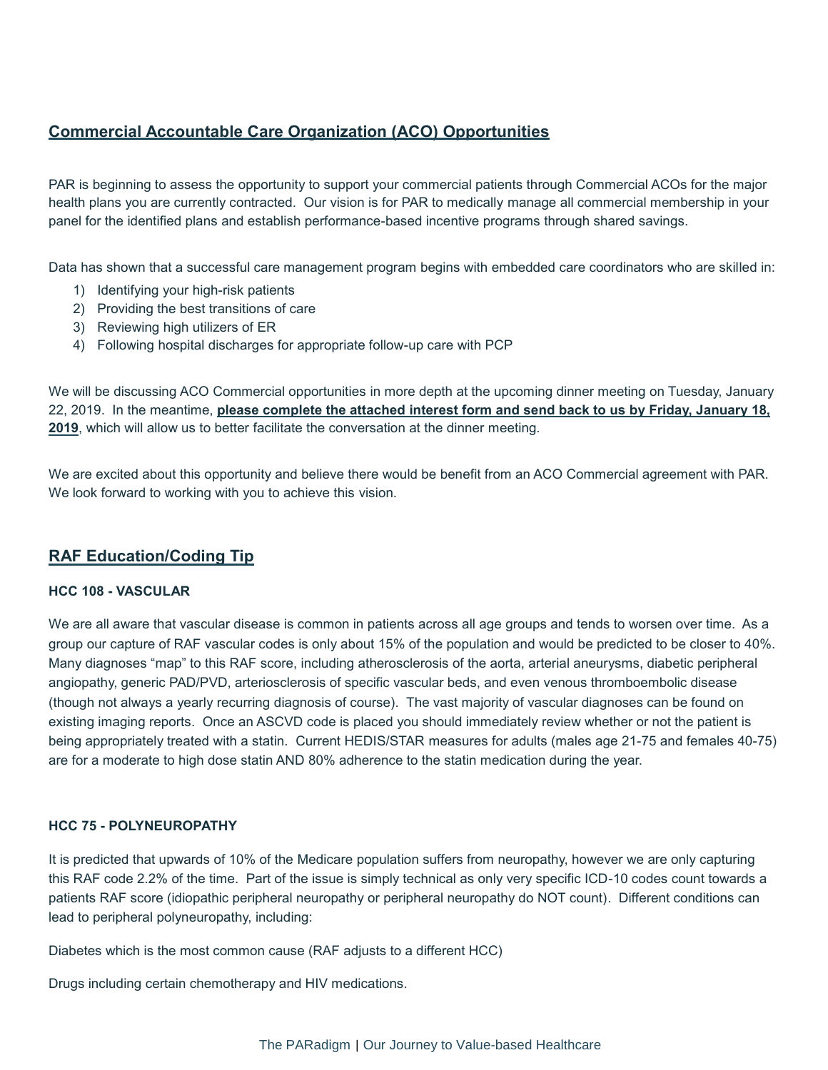## Commercial Accountable Care Organization (ACO) Opportunities

PAR is beginning to assess the opportunity to support your commercial patients through Commercial ACOs for the major health plans you are currently contracted. Our vision is for PAR to medically manage all commercial membership in your panel for the identified plans and establish performance-based incentive programs through shared savings.

Data has shown that a successful care management program begins with embedded care coordinators who are skilled in:

1) Identifying your high-risk patients
2) Providing the best transitions of care
3) Reviewing high utilizers of ER
4) Following hospital discharges for appropriate follow-up care with PCP

We will be discussing ACO Commercial opportunities in more depth at the upcoming dinner meeting on Tuesday, January 22, 2019. In the meantime, **please complete the attached interest form and send back to us by Friday, January 18, 2019**, which will allow us to better facilitate the conversation at the dinner meeting.

We are excited about this opportunity and believe there would be benefit from an ACO Commercial agreement with PAR. We look forward to working with you to achieve this vision.

## RAF Education/Coding Tip

### HCC 108 - VASCULAR

We are all aware that vascular disease is common in patients across all age groups and tends to worsen over time. As a group our capture of RAF vascular codes is only about 15% of the population and would be predicted to be closer to 40%. Many diagnoses "map" to this RAF score, including atherosclerosis of the aorta, arterial aneurysms, diabetic peripheral angiopathy, generic PAD/PVD, arteriosclerosis of specific vascular beds, and even venous thromboembolic disease (though not always a yearly recurring diagnosis of course). The vast majority of vascular diagnoses can be found on existing imaging reports. Once an ASCVD code is placed you should immediately review whether or not the patient is being appropriately treated with a statin. Current HEDIS/STAR measures for adults (males age 21-75 and females 40-75) are for a moderate to high dose statin AND 80% adherence to the statin medication during the year.

### HCC 75 - POLYNEUROPATHY

It is predicted that upwards of 10% of the Medicare population suffers from neuropathy, however we are only capturing this RAF code 2.2% of the time. Part of the issue is simply technical as only very specific ICD-10 codes count towards a patients RAF score (idiopathic peripheral neuropathy or peripheral neuropathy do NOT count). Different conditions can lead to peripheral polyneuropathy, including:

Diabetes which is the most common cause (RAF adjusts to a different HCC)

Drugs including certain chemotherapy and HIV medications.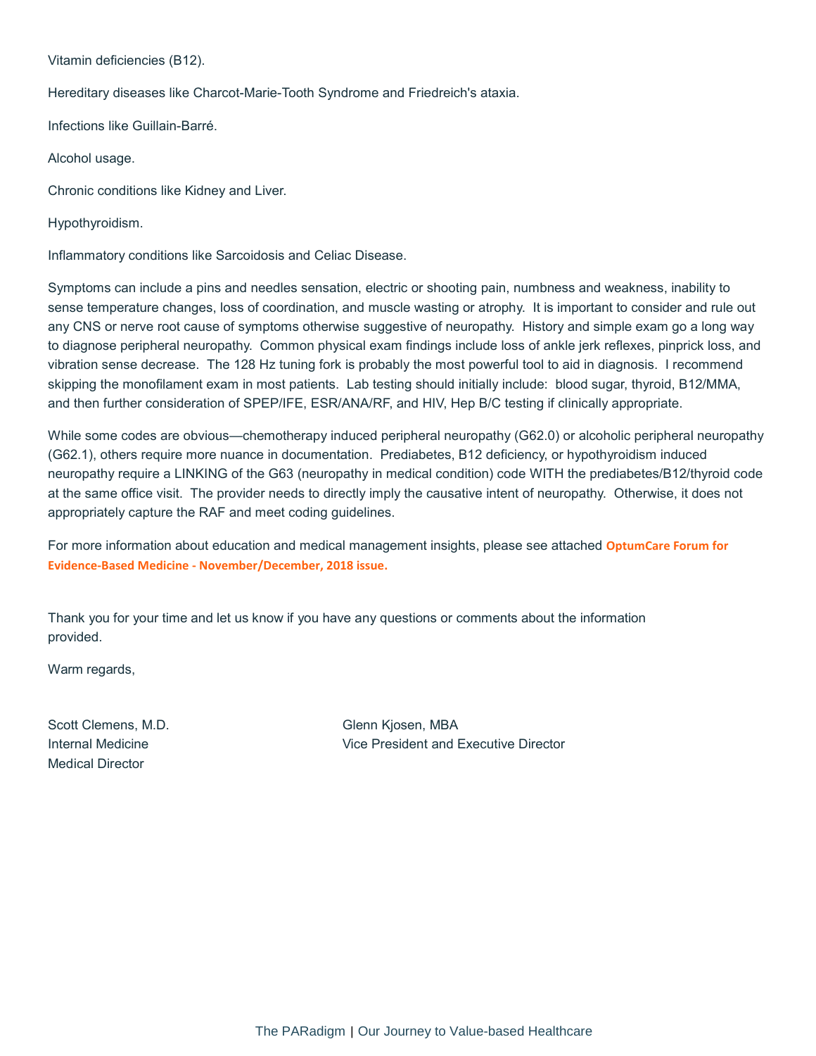Vitamin deficiencies (B12).

Hereditary diseases like Charcot-Marie-Tooth Syndrome and Friedreich's ataxia.

Infections like Guillain-Barré.

Alcohol usage.

Chronic conditions like Kidney and Liver.

Hypothyroidism.

Inflammatory conditions like Sarcoidosis and Celiac Disease.

Symptoms can include a pins and needles sensation, electric or shooting pain, numbness and weakness, inability to sense temperature changes, loss of coordination, and muscle wasting or atrophy. It is important to consider and rule out any CNS or nerve root cause of symptoms otherwise suggestive of neuropathy. History and simple exam go a long way to diagnose peripheral neuropathy. Common physical exam findings include loss of ankle jerk reflexes, pinprick loss, and vibration sense decrease. The 128 Hz tuning fork is probably the most powerful tool to aid in diagnosis. I recommend skipping the monofilament exam in most patients. Lab testing should initially include: blood sugar, thyroid, B12/MMA, and then further consideration of SPEP/IFE, ESR/ANA/RF, and HIV, Hep B/C testing if clinically appropriate.

While some codes are obvious—chemotherapy induced peripheral neuropathy (G62.0) or alcoholic peripheral neuropathy (G62.1), others require more nuance in documentation. Prediabetes, B12 deficiency, or hypothyroidism induced neuropathy require a LINKING of the G63 (neuropathy in medical condition) code WITH the prediabetes/B12/thyroid code at the same office visit. The provider needs to directly imply the causative intent of neuropathy. Otherwise, it does not appropriately capture the RAF and meet coding guidelines.

For more information about education and medical management insights, please see attached **OptumCare Forum for Evidence-Based Medicine - November/December, 2018 issue.**

Thank you for your time and let us know if you have any questions or comments about the information provided.

Warm regards,

Scott Clemens, M.D.
Internal Medicine
Medical Director

Glenn Kjosen, MBA
Vice President and Executive Director